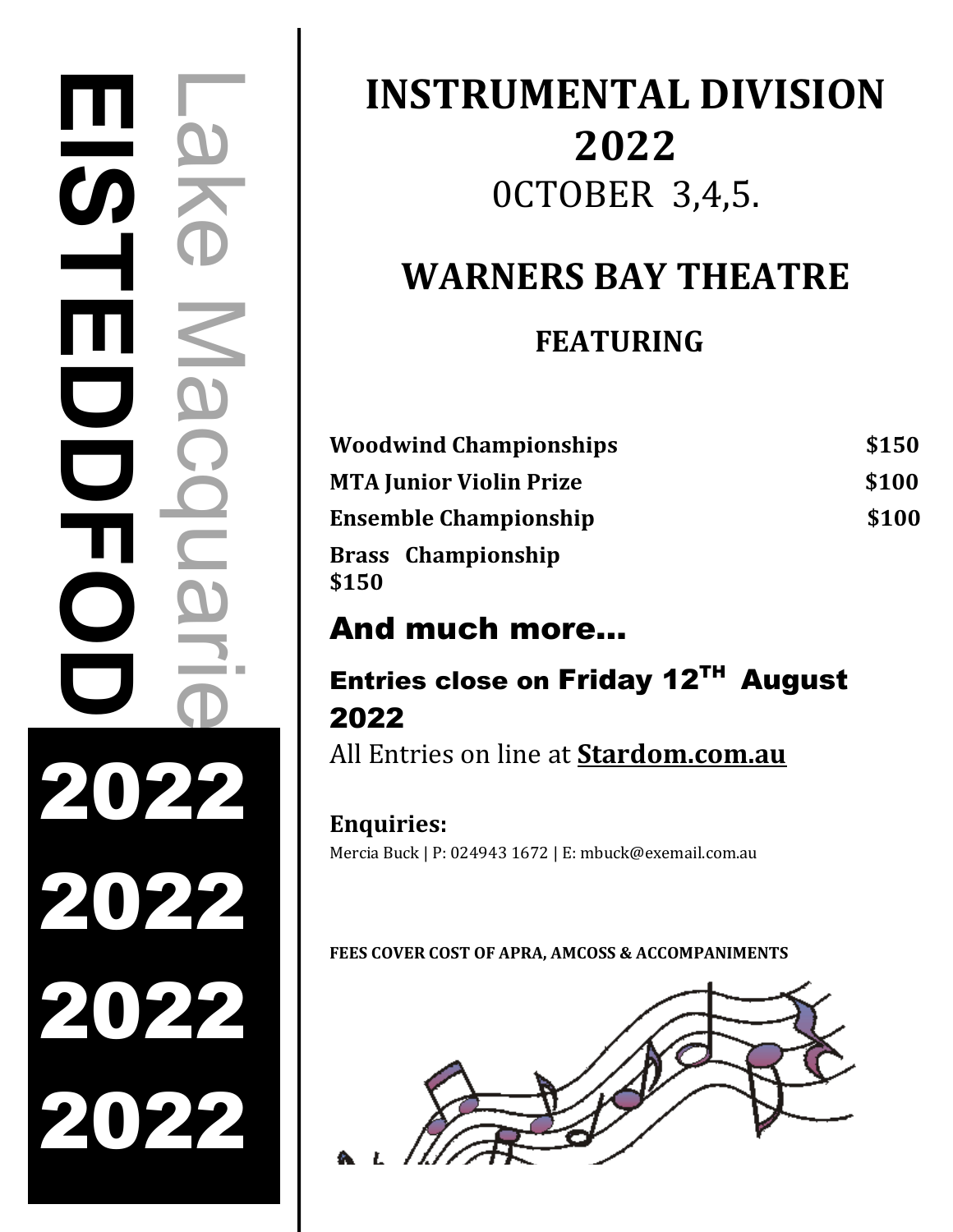# Lake Macquarie EISTEDDFOD 2022

2022

2022

2022

# INSTRUMENTAL DIVISION 2022

0CTOBER 3,4,5.

## WARNERS BAY THEATRE

### FEATURING

| | |
|---|---|
| **Woodwind Championships** | **$150** |
| **MTA Junior Violin Prize** | **$100** |
| **Ensemble Championship** | **$100** |
| **Brass Championship** | **$150** |

## And much more…

### Entries close on Friday 12TH August 2022

All Entries on line at **Stardom.com.au**

**Enquiries:**

Mercia Buck | P: 024943 1672 | E: mbuck@exemail.com.au

**FEES COVER COST OF APRA, AMCOSS & ACCOMPANIMENTS**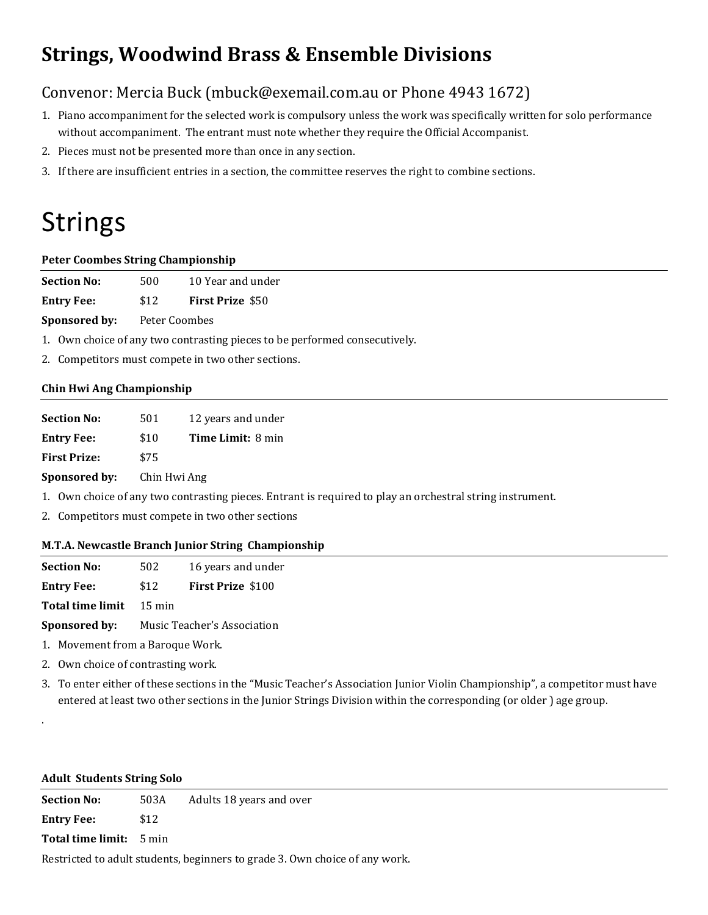## Strings, Woodwind Brass & Ensemble Divisions

Convenor: Mercia Buck (mbuck@exemail.com.au or Phone 4943 1672)

1. Piano accompaniment for the selected work is compulsory unless the work was specifically written for solo performance without accompaniment. The entrant must note whether they require the Official Accompanist.
2. Pieces must not be presented more than once in any section.
3. If there are insufficient entries in a section, the committee reserves the right to combine sections.

# Strings

**Peter Coombes String Championship**

**Section No:** 500 10 Year and under

**Entry Fee:** $12 **First Prize** $50

**Sponsored by:** Peter Coombes

1. Own choice of any two contrasting pieces to be performed consecutively.
2. Competitors must compete in two other sections.

**Chin Hwi Ang Championship**

**Section No:** 501 12 years and under

**Entry Fee:** $10 **Time Limit:** 8 min

**First Prize:** $75

**Sponsored by:** Chin Hwi Ang

1. Own choice of any two contrasting pieces. Entrant is required to play an orchestral string instrument.
2. Competitors must compete in two other sections

**M.T.A. Newcastle Branch Junior String Championship**

**Section No:** 502 16 years and under

**Entry Fee:** $12 **First Prize** $100

**Total time limit** 15 min

**Sponsored by:** Music Teacher's Association

1. Movement from a Baroque Work.
2. Own choice of contrasting work.
3. To enter either of these sections in the "Music Teacher's Association Junior Violin Championship", a competitor must have entered at least two other sections in the Junior Strings Division within the corresponding (or older ) age group.

.

**Adult Students String Solo**

**Section No:** 503A Adults 18 years and over

**Entry Fee:** $12

**Total time limit:** 5 min

Restricted to adult students, beginners to grade 3. Own choice of any work.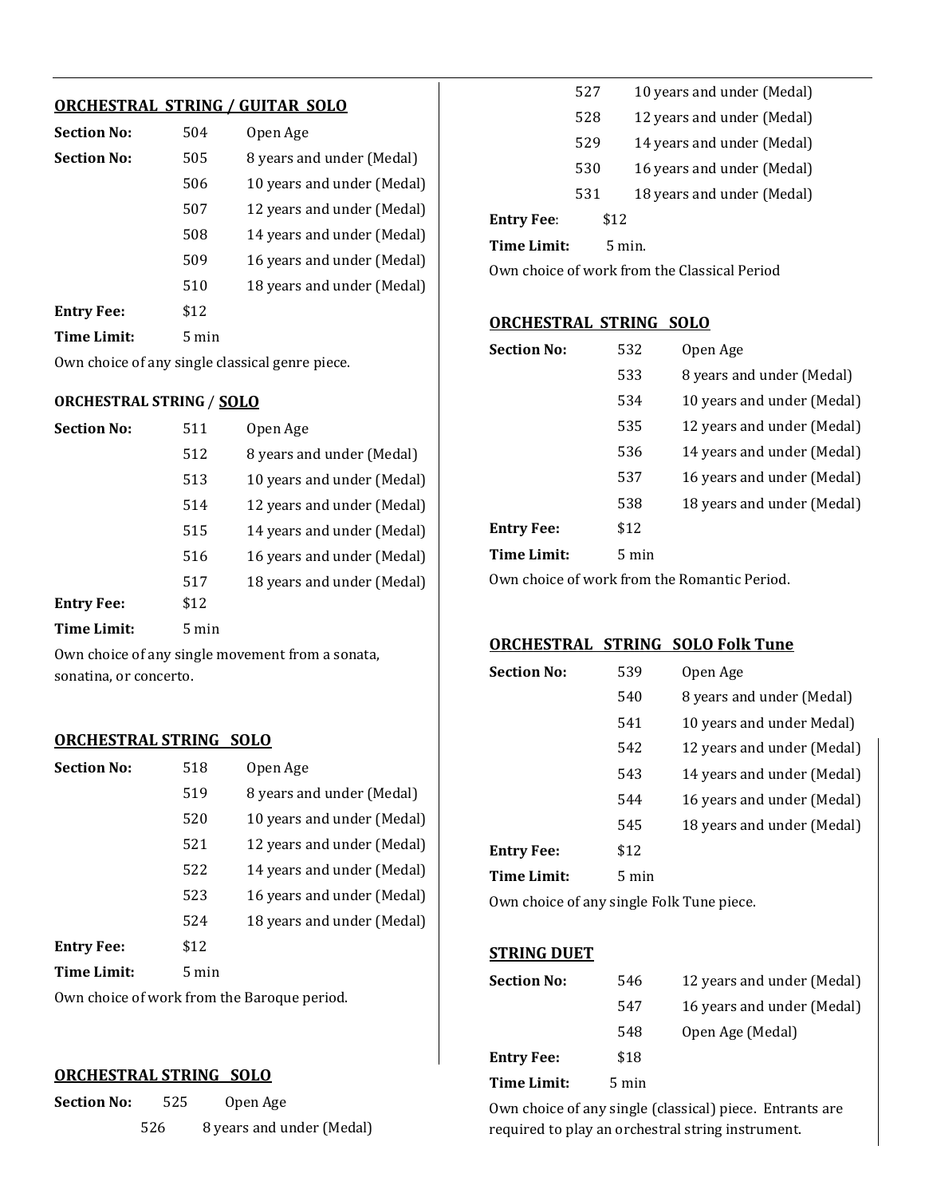**ORCHESTRAL STRING / GUITAR SOLO**

| | | |
|---|---|---|
| **Section No:** | 504 | Open Age |
| **Section No:** | 505 | 8 years and under (Medal) |
| | 506 | 10 years and under (Medal) |
| | 507 | 12 years and under (Medal) |
| | 508 | 14 years and under (Medal) |
| | 509 | 16 years and under (Medal) |
| | 510 | 18 years and under (Medal) |
| **Entry Fee:** | $12 | |
| **Time Limit:** | 5 min | |

Own choice of any single classical genre piece.

**ORCHESTRAL STRING / SOLO**

| | | |
|---|---|---|
| **Section No:** | 511 | Open Age |
| | 512 | 8 years and under (Medal) |
| | 513 | 10 years and under (Medal) |
| | 514 | 12 years and under (Medal) |
| | 515 | 14 years and under (Medal) |
| | 516 | 16 years and under (Medal) |
| | 517 | 18 years and under (Medal) |
| **Entry Fee:** | $12 | |
| **Time Limit:** | 5 min | |

Own choice of any single movement from a sonata, sonatina, or concerto.

**ORCHESTRAL STRING SOLO**

| | | |
|---|---|---|
| **Section No:** | 518 | Open Age |
| | 519 | 8 years and under (Medal) |
| | 520 | 10 years and under (Medal) |
| | 521 | 12 years and under (Medal) |
| | 522 | 14 years and under (Medal) |
| | 523 | 16 years and under (Medal) |
| | 524 | 18 years and under (Medal) |
| **Entry Fee:** | $12 | |
| **Time Limit:** | 5 min | |

Own choice of work from the Baroque period.

**ORCHESTRAL STRING SOLO**

| | | |
|---|---|---|
| **Section No:** | 525 | Open Age |
| | 526 | 8 years and under (Medal) |
| | 527 | 10 years and under (Medal) |
| | 528 | 12 years and under (Medal) |
| | 529 | 14 years and under (Medal) |
| | 530 | 16 years and under (Medal) |
| | 531 | 18 years and under (Medal) |
| **Entry Fee:** | $12 | |
| **Time Limit:** | 5 min. | |

Own choice of work from the Classical Period

**ORCHESTRAL STRING SOLO**

| | | |
|---|---|---|
| **Section No:** | 532 | Open Age |
| | 533 | 8 years and under (Medal) |
| | 534 | 10 years and under (Medal) |
| | 535 | 12 years and under (Medal) |
| | 536 | 14 years and under (Medal) |
| | 537 | 16 years and under (Medal) |
| | 538 | 18 years and under (Medal) |
| **Entry Fee:** | $12 | |
| **Time Limit:** | 5 min | |

Own choice of work from the Romantic Period.

**ORCHESTRAL STRING SOLO Folk Tune**

| | | |
|---|---|---|
| **Section No:** | 539 | Open Age |
| | 540 | 8 years and under (Medal) |
| | 541 | 10 years and under Medal) |
| | 542 | 12 years and under (Medal) |
| | 543 | 14 years and under (Medal) |
| | 544 | 16 years and under (Medal) |
| | 545 | 18 years and under (Medal) |
| **Entry Fee:** | $12 | |
| **Time Limit:** | 5 min | |

Own choice of any single Folk Tune piece.

**STRING DUET**

| | | |
|---|---|---|
| **Section No:** | 546 | 12 years and under (Medal) |
| | 547 | 16 years and under (Medal) |
| | 548 | Open Age (Medal) |
| **Entry Fee:** | $18 | |
| **Time Limit:** | 5 min | |

Own choice of any single (classical) piece. Entrants are required to play an orchestral string instrument.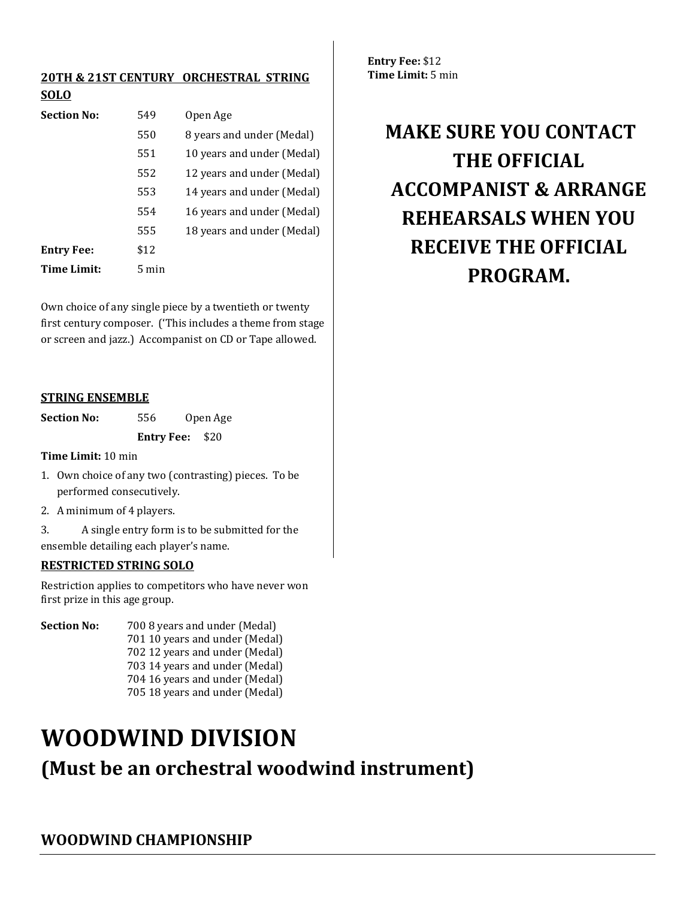### 20TH & 21ST CENTURY ORCHESTRAL STRING SOLO

| | | |
|---|---|---|
| **Section No:** | 549 | Open Age |
| | 550 | 8 years and under (Medal) |
| | 551 | 10 years and under (Medal) |
| | 552 | 12 years and under (Medal) |
| | 553 | 14 years and under (Medal) |
| | 554 | 16 years and under (Medal) |
| | 555 | 18 years and under (Medal) |
| **Entry Fee:** | $12 | |
| **Time Limit:** | 5 min | |

Own choice of any single piece by a twentieth or twenty first century composer. ('This includes a theme from stage or screen and jazz.) Accompanist on CD or Tape allowed.

### STRING ENSEMBLE

**Section No:** 556 Open Age

**Entry Fee:** $20

**Time Limit:** 10 min

1. Own choice of any two (contrasting) pieces. To be performed consecutively.
2. A minimum of 4 players.
3. A single entry form is to be submitted for the ensemble detailing each player's name.

### RESTRICTED STRING SOLO

Restriction applies to competitors who have never won first prize in this age group.

**Section No:**
700 8 years and under (Medal)
701 10 years and under (Medal)
702 12 years and under (Medal)
703 14 years and under (Medal)
704 16 years and under (Medal)
705 18 years and under (Medal)

**Entry Fee:** $12
**Time Limit:** 5 min

**MAKE SURE YOU CONTACT THE OFFICIAL ACCOMPANIST & ARRANGE REHEARSALS WHEN YOU RECEIVE THE OFFICIAL PROGRAM.**

# WOODWIND DIVISION

## (Must be an orchestral woodwind instrument)

### WOODWIND CHAMPIONSHIP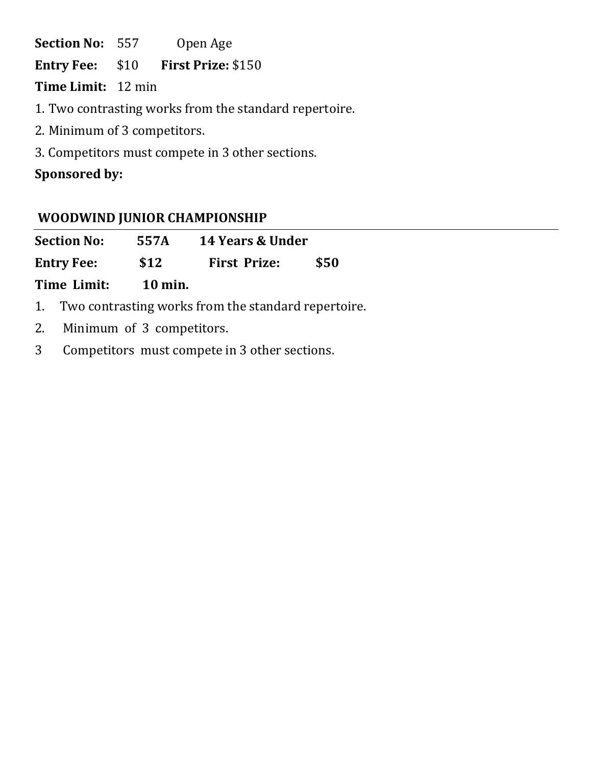**Section No:** 557 Open Age

**Entry Fee:** $10 **First Prize:** $150

**Time Limit:** 12 min

1. Two contrasting works from the standard repertoire.
2. Minimum of 3 competitors.
3. Competitors must compete in 3 other sections.

**Sponsored by:**

## WOODWIND JUNIOR CHAMPIONSHIP

**Section No:** **557A** **14 Years & Under**

**Entry Fee:** **$12** **First Prize:** **$50**

**Time Limit:** **10 min.**

1. Two contrasting works from the standard repertoire.
2. Minimum of 3 competitors.
3 Competitors must compete in 3 other sections.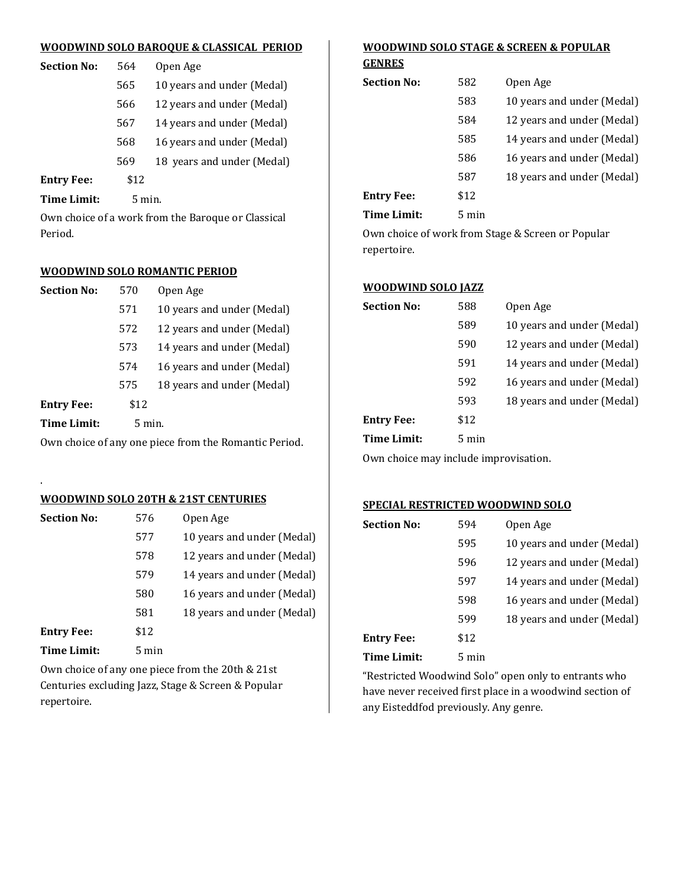## WOODWIND SOLO BAROQUE & CLASSICAL PERIOD

**Section No:** 564 Open Age
565 10 years and under (Medal)
566 12 years and under (Medal)
567 14 years and under (Medal)
568 16 years and under (Medal)
569 18 years and under (Medal)

**Entry Fee:** $12

**Time Limit:** 5 min.

Own choice of a work from the Baroque or Classical Period.

## WOODWIND SOLO ROMANTIC PERIOD

**Section No:** 570 Open Age
571 10 years and under (Medal)
572 12 years and under (Medal)
573 14 years and under (Medal)
574 16 years and under (Medal)
575 18 years and under (Medal)

**Entry Fee:** $12

**Time Limit:** 5 min.

Own choice of any one piece from the Romantic Period.

.

## WOODWIND SOLO 20TH & 21ST CENTURIES

**Section No:** 576 Open Age
577 10 years and under (Medal)
578 12 years and under (Medal)
579 14 years and under (Medal)
580 16 years and under (Medal)
581 18 years and under (Medal)

**Entry Fee:** $12

**Time Limit:** 5 min

Own choice of any one piece from the 20th & 21st Centuries excluding Jazz, Stage & Screen & Popular repertoire.

## WOODWIND SOLO STAGE & SCREEN & POPULAR GENRES

**Section No:** 582 Open Age
583 10 years and under (Medal)
584 12 years and under (Medal)
585 14 years and under (Medal)
586 16 years and under (Medal)
587 18 years and under (Medal)

**Entry Fee:** $12

**Time Limit:** 5 min

Own choice of work from Stage & Screen or Popular repertoire.

## WOODWIND SOLO JAZZ

**Section No:** 588 Open Age
589 10 years and under (Medal)
590 12 years and under (Medal)
591 14 years and under (Medal)
592 16 years and under (Medal)
593 18 years and under (Medal)

**Entry Fee:** $12

**Time Limit:** 5 min

Own choice may include improvisation.

## SPECIAL RESTRICTED WOODWIND SOLO

**Section No:** 594 Open Age
595 10 years and under (Medal)
596 12 years and under (Medal)
597 14 years and under (Medal)
598 16 years and under (Medal)
599 18 years and under (Medal)

**Entry Fee:** $12

**Time Limit:** 5 min

"Restricted Woodwind Solo" open only to entrants who have never received first place in a woodwind section of any Eisteddfod previously. Any genre.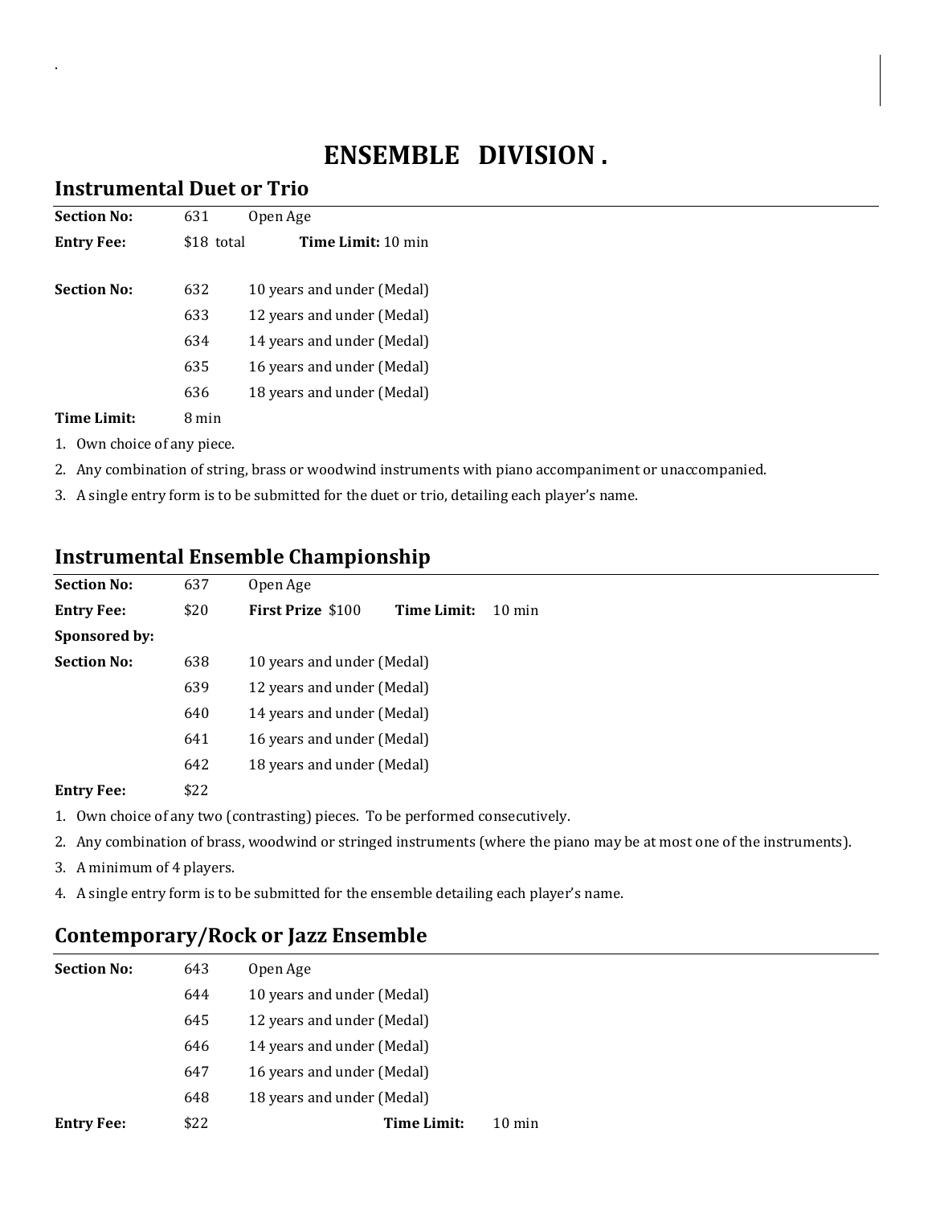# ENSEMBLE DIVISION .

## Instrumental Duet or Trio

| | | |
|---|---|---|
| **Section No:** | 631 | Open Age |
| **Entry Fee:** | $18 total | **Time Limit:** 10 min |
| | | |
| **Section No:** | 632 | 10 years and under (Medal) |
| | 633 | 12 years and under (Medal) |
| | 634 | 14 years and under (Medal) |
| | 635 | 16 years and under (Medal) |
| | 636 | 18 years and under (Medal) |
| **Time Limit:** | 8 min | |

1. Own choice of any piece.
2. Any combination of string, brass or woodwind instruments with piano accompaniment or unaccompanied.
3. A single entry form is to be submitted for the duet or trio, detailing each player's name.

## Instrumental Ensemble Championship

| | | | |
|---|---|---|---|
| **Section No:** | 637 | Open Age | |
| **Entry Fee:** | $20 | **First Prize** $100 | **Time Limit:** 10 min |
| **Sponsored by:** | | | |
| **Section No:** | 638 | 10 years and under (Medal) | |
| | 639 | 12 years and under (Medal) | |
| | 640 | 14 years and under (Medal) | |
| | 641 | 16 years and under (Medal) | |
| | 642 | 18 years and under (Medal) | |
| **Entry Fee:** | $22 | | |

1. Own choice of any two (contrasting) pieces. To be performed consecutively.
2. Any combination of brass, woodwind or stringed instruments (where the piano may be at most one of the instruments).
3. A minimum of 4 players.
4. A single entry form is to be submitted for the ensemble detailing each player's name.

## Contemporary/Rock or Jazz Ensemble

| | | | |
|---|---|---|---|
| **Section No:** | 643 | Open Age | |
| | 644 | 10 years and under (Medal) | |
| | 645 | 12 years and under (Medal) | |
| | 646 | 14 years and under (Medal) | |
| | 647 | 16 years and under (Medal) | |
| | 648 | 18 years and under (Medal) | |
| **Entry Fee:** | $22 | **Time Limit:** | 10 min |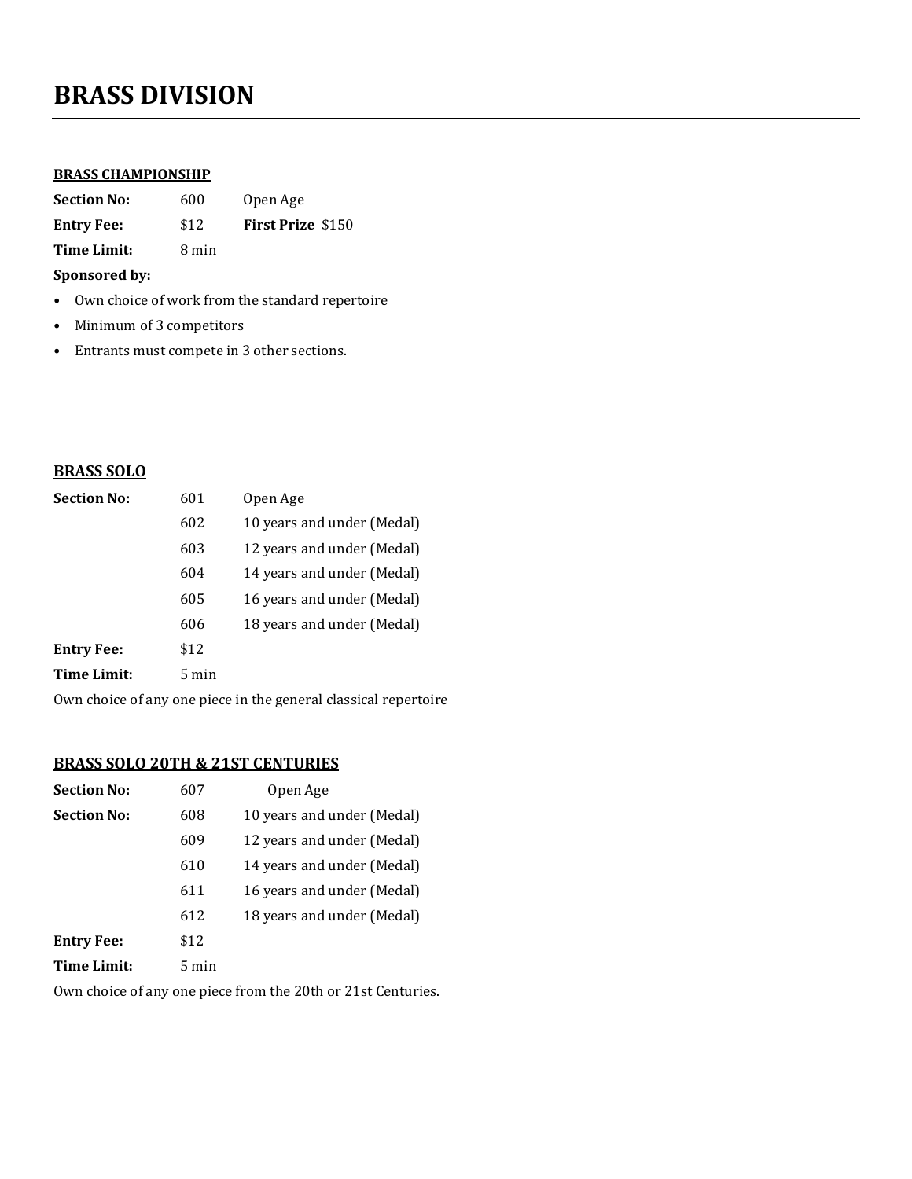# BRASS DIVISION

---

**BRASS CHAMPIONSHIP**

| | | |
|---|---|---|
| **Section No:** | 600 | Open Age |
| **Entry Fee:** | $12 | **First Prize** $150 |
| **Time Limit:** | 8 min | |

**Sponsored by:**

- Own choice of work from the standard repertoire
- Minimum of 3 competitors
- Entrants must compete in 3 other sections.

---

**BRASS SOLO**

| | | |
|---|---|---|
| **Section No:** | 601 | Open Age |
| | 602 | 10 years and under (Medal) |
| | 603 | 12 years and under (Medal) |
| | 604 | 14 years and under (Medal) |
| | 605 | 16 years and under (Medal) |
| | 606 | 18 years and under (Medal) |
| **Entry Fee:** | $12 | |
| **Time Limit:** | 5 min | |

Own choice of any one piece in the general classical repertoire

**BRASS SOLO 20TH & 21ST CENTURIES**

| | | |
|---|---|---|
| **Section No:** | 607 | Open Age |
| **Section No:** | 608 | 10 years and under (Medal) |
| | 609 | 12 years and under (Medal) |
| | 610 | 14 years and under (Medal) |
| | 611 | 16 years and under (Medal) |
| | 612 | 18 years and under (Medal) |
| **Entry Fee:** | $12 | |
| **Time Limit:** | 5 min | |

Own choice of any one piece from the 20th or 21st Centuries.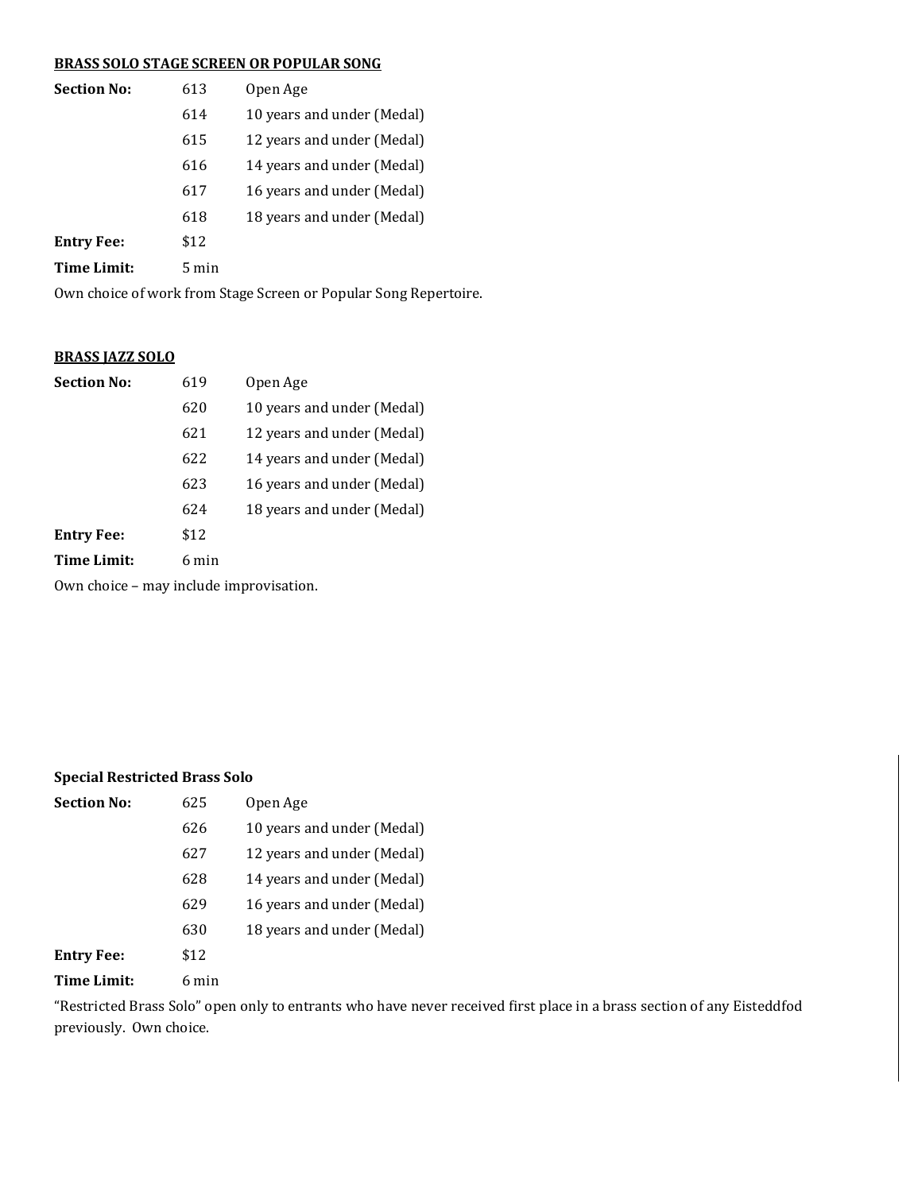**<u>BRASS SOLO STAGE SCREEN OR POPULAR SONG</u>**

| | | |
|---|---|---|
| **Section No:** | 613 | Open Age |
| | 614 | 10 years and under (Medal) |
| | 615 | 12 years and under (Medal) |
| | 616 | 14 years and under (Medal) |
| | 617 | 16 years and under (Medal) |
| | 618 | 18 years and under (Medal) |
| **Entry Fee:** | $12 | |
| **Time Limit:** | 5 min | |

Own choice of work from Stage Screen or Popular Song Repertoire.

**<u>BRASS JAZZ SOLO</u>**

| | | |
|---|---|---|
| **Section No:** | 619 | Open Age |
| | 620 | 10 years and under (Medal) |
| | 621 | 12 years and under (Medal) |
| | 622 | 14 years and under (Medal) |
| | 623 | 16 years and under (Medal) |
| | 624 | 18 years and under (Medal) |
| **Entry Fee:** | $12 | |
| **Time Limit:** | 6 min | |

Own choice – may include improvisation.

**Special Restricted Brass Solo**

| | | |
|---|---|---|
| **Section No:** | 625 | Open Age |
| | 626 | 10 years and under (Medal) |
| | 627 | 12 years and under (Medal) |
| | 628 | 14 years and under (Medal) |
| | 629 | 16 years and under (Medal) |
| | 630 | 18 years and under (Medal) |
| **Entry Fee:** | $12 | |
| **Time Limit:** | 6 min | |

"Restricted Brass Solo" open only to entrants who have never received first place in a brass section of any Eisteddfod previously. Own choice.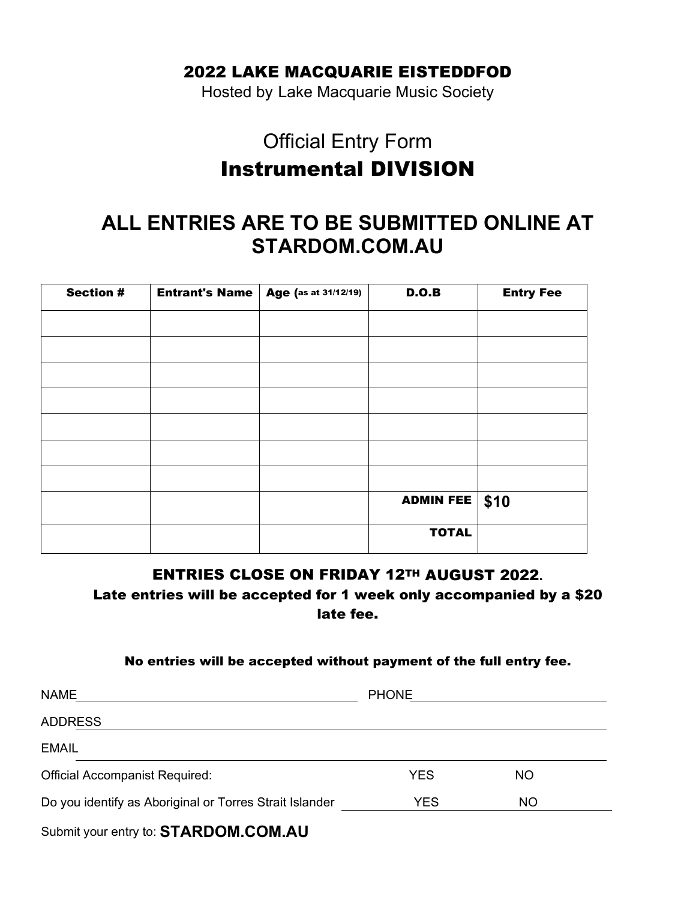**2022 LAKE MACQUARIE EISTEDDFOD**

Hosted by Lake Macquarie Music Society

# Official Entry Form

# Instrumental DIVISION

## ALL ENTRIES ARE TO BE SUBMITTED ONLINE AT STARDOM.COM.AU

| Section # | Entrant's Name | Age (as at 31/12/19) | D.O.B | Entry Fee |
|---|---|---|---|---|
| | | | | |
| | | | | |
| | | | | |
| | | | | |
| | | | | |
| | | | | |
| | | | | |
| | | | **ADMIN FEE** | **$10** |
| | | | **TOTAL** | |

**ENTRIES CLOSE ON FRIDAY 12TH AUGUST 2022.**

**Late entries will be accepted for 1 week only accompanied by a $20 late fee.**

**No entries will be accepted without payment of the full entry fee.**

NAME ______________________ PHONE ______________________

ADDRESS ______________________

EMAIL ______________________

Official Accompanist Required: YES NO

Do you identify as Aboriginal or Torres Strait Islander YES NO

Submit your entry to: **STARDOM.COM.AU**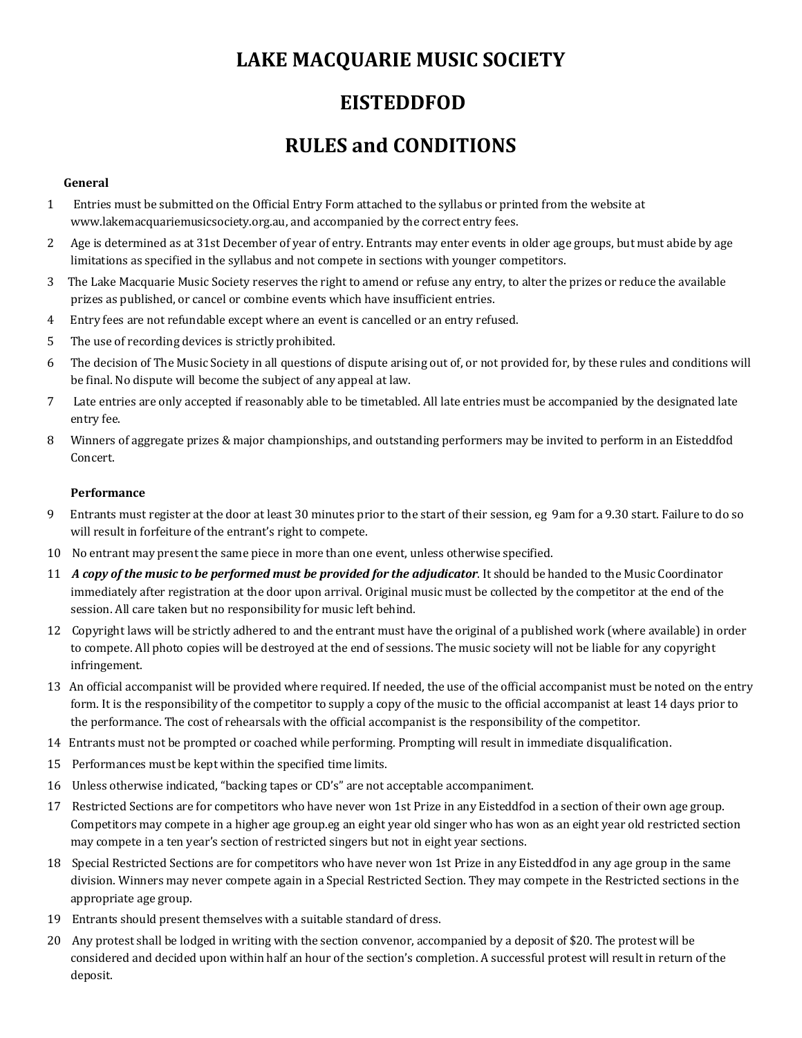# LAKE MACQUARIE MUSIC SOCIETY

# EISTEDDFOD

# RULES and CONDITIONS

**General**

1. Entries must be submitted on the Official Entry Form attached to the syllabus or printed from the website at www.lakemacquariemusicsociety.org.au, and accompanied by the correct entry fees.
2. Age is determined as at 31st December of year of entry. Entrants may enter events in older age groups, but must abide by age limitations as specified in the syllabus and not compete in sections with younger competitors.
3. The Lake Macquarie Music Society reserves the right to amend or refuse any entry, to alter the prizes or reduce the available prizes as published, or cancel or combine events which have insufficient entries.
4. Entry fees are not refundable except where an event is cancelled or an entry refused.
5. The use of recording devices is strictly prohibited.
6. The decision of The Music Society in all questions of dispute arising out of, or not provided for, by these rules and conditions will be final. No dispute will become the subject of any appeal at law.
7. Late entries are only accepted if reasonably able to be timetabled. All late entries must be accompanied by the designated late entry fee.
8. Winners of aggregate prizes & major championships, and outstanding performers may be invited to perform in an Eisteddfod Concert.

**Performance**

9. Entrants must register at the door at least 30 minutes prior to the start of their session, eg 9am for a 9.30 start. Failure to do so will result in forfeiture of the entrant's right to compete.
10. No entrant may present the same piece in more than one event, unless otherwise specified.
11. ***A copy of the music to be performed must be provided for the adjudicator***. It should be handed to the Music Coordinator immediately after registration at the door upon arrival. Original music must be collected by the competitor at the end of the session. All care taken but no responsibility for music left behind.
12. Copyright laws will be strictly adhered to and the entrant must have the original of a published work (where available) in order to compete. All photo copies will be destroyed at the end of sessions. The music society will not be liable for any copyright infringement.
13. An official accompanist will be provided where required. If needed, the use of the official accompanist must be noted on the entry form. It is the responsibility of the competitor to supply a copy of the music to the official accompanist at least 14 days prior to the performance. The cost of rehearsals with the official accompanist is the responsibility of the competitor.
14. Entrants must not be prompted or coached while performing. Prompting will result in immediate disqualification.
15. Performances must be kept within the specified time limits.
16. Unless otherwise indicated, "backing tapes or CD's" are not acceptable accompaniment.
17. Restricted Sections are for competitors who have never won 1st Prize in any Eisteddfod in a section of their own age group. Competitors may compete in a higher age group.eg an eight year old singer who has won as an eight year old restricted section may compete in a ten year's section of restricted singers but not in eight year sections.
18. Special Restricted Sections are for competitors who have never won 1st Prize in any Eisteddfod in any age group in the same division. Winners may never compete again in a Special Restricted Section. They may compete in the Restricted sections in the appropriate age group.
19. Entrants should present themselves with a suitable standard of dress.
20. Any protest shall be lodged in writing with the section convenor, accompanied by a deposit of $20. The protest will be considered and decided upon within half an hour of the section's completion. A successful protest will result in return of the deposit.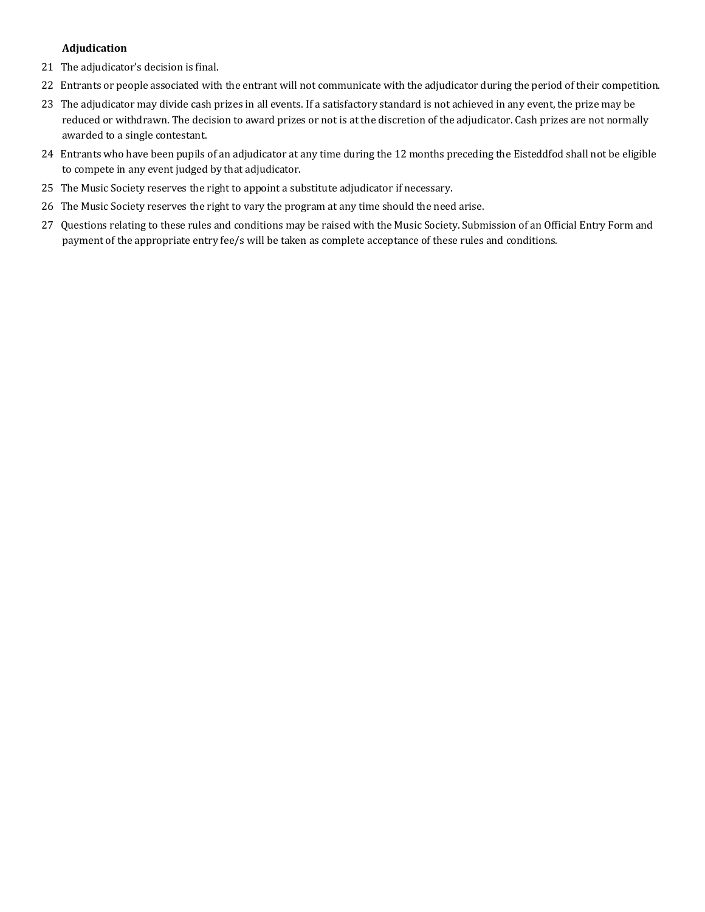**Adjudication**

21 The adjudicator's decision is final.

22 Entrants or people associated with the entrant will not communicate with the adjudicator during the period of their competition.

23 The adjudicator may divide cash prizes in all events. If a satisfactory standard is not achieved in any event, the prize may be reduced or withdrawn. The decision to award prizes or not is at the discretion of the adjudicator. Cash prizes are not normally awarded to a single contestant.

24 Entrants who have been pupils of an adjudicator at any time during the 12 months preceding the Eisteddfod shall not be eligible to compete in any event judged by that adjudicator.

25 The Music Society reserves the right to appoint a substitute adjudicator if necessary.

26 The Music Society reserves the right to vary the program at any time should the need arise.

27 Questions relating to these rules and conditions may be raised with the Music Society. Submission of an Official Entry Form and payment of the appropriate entry fee/s will be taken as complete acceptance of these rules and conditions.